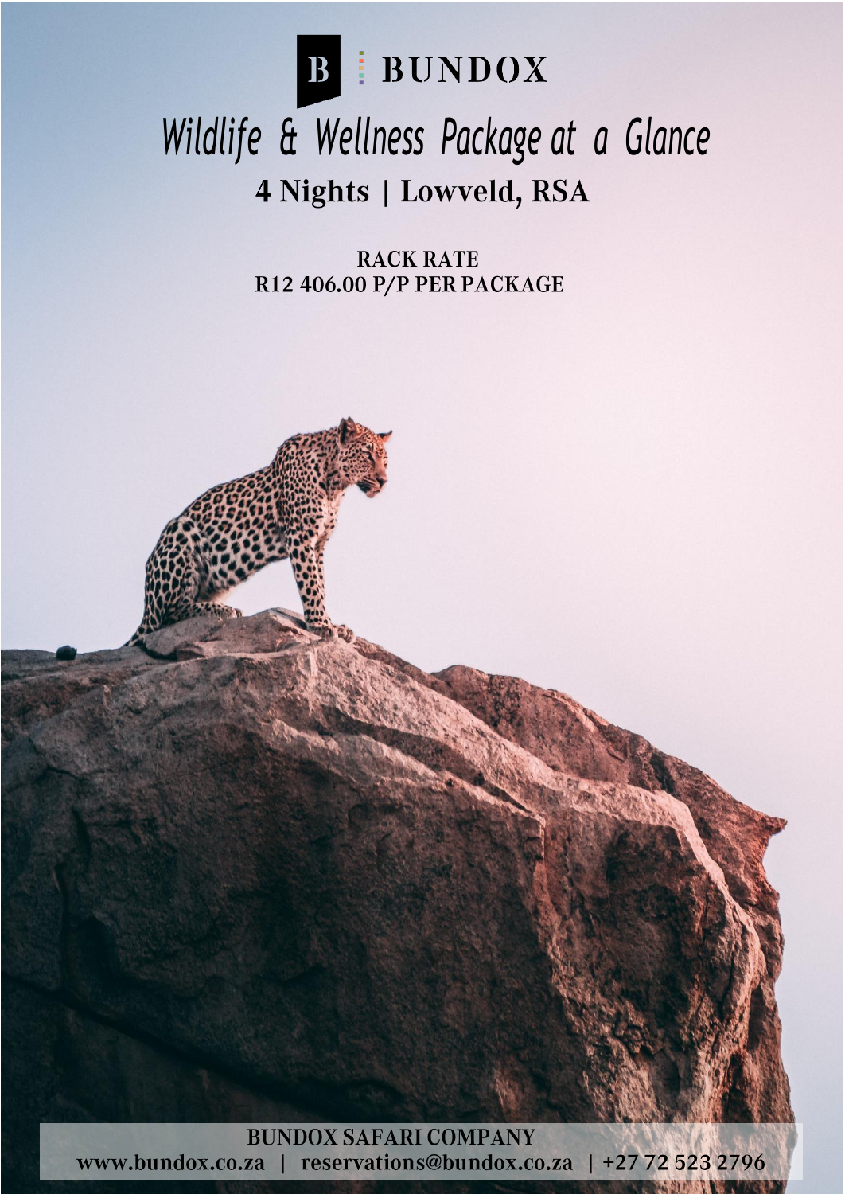BUNDOX

# Wildlife & Wellness Package at a Glance

## 4 Nights | Lowveld, RSA

**RACK RATE**
**R12 406.00 P/P PER PACKAGE**

**BUNDOX SAFARI COMPANY**
**www.bundox.co.za | reservations@bundox.co.za | +27 72 523 2796**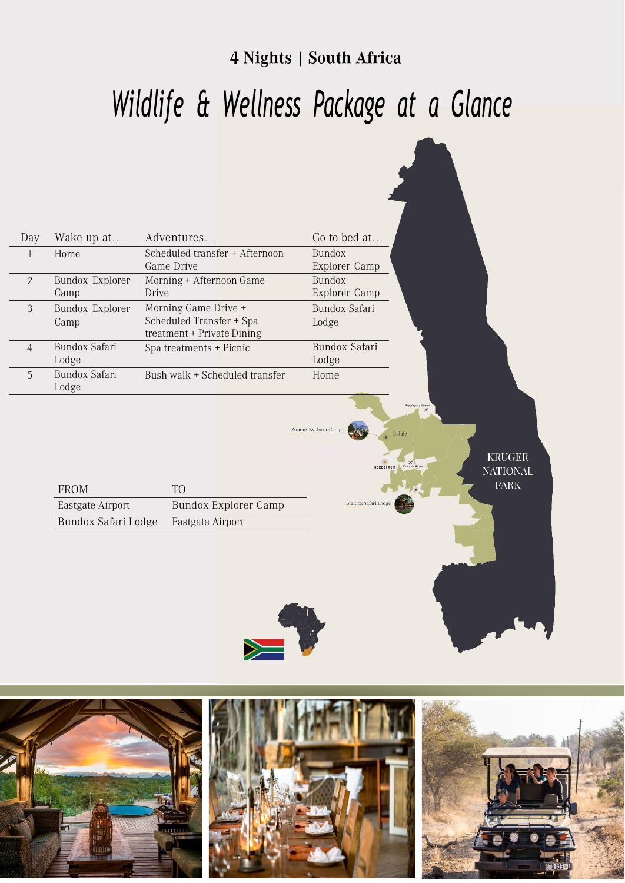**4 Nights | South Africa**

# *Wildlife & Wellness Package at a Glance*

| Day | Wake up at… | Adventures… | Go to bed at… |
|---|---|---|---|
| 1 | Home | Scheduled transfer + Afternoon Game Drive | Bundox Explorer Camp |
| 2 | Bundox Explorer Camp | Morning + Afternoon Game Drive | Bundox Explorer Camp |
| 3 | Bundox Explorer Camp | Morning Game Drive + Scheduled Transfer + Spa treatment + Private Dining | Bundox Safari Lodge |
| 4 | Bundox Safari Lodge | Spa treatments + Picnic | Bundox Safari Lodge |
| 5 | Bundox Safari Lodge | Bush walk + Scheduled transfer | Home |

| FROM | TO |
|---|---|
| Eastgate Airport | Bundox Explorer Camp |
| Bundox Safari Lodge | Eastgate Airport |

Bundox Explorer Camp

Balule

Phalaborwa Airport

HOEDSPRUIT

Eastgate Airport

Bundox Safari Lodge

KRUGER NATIONAL PARK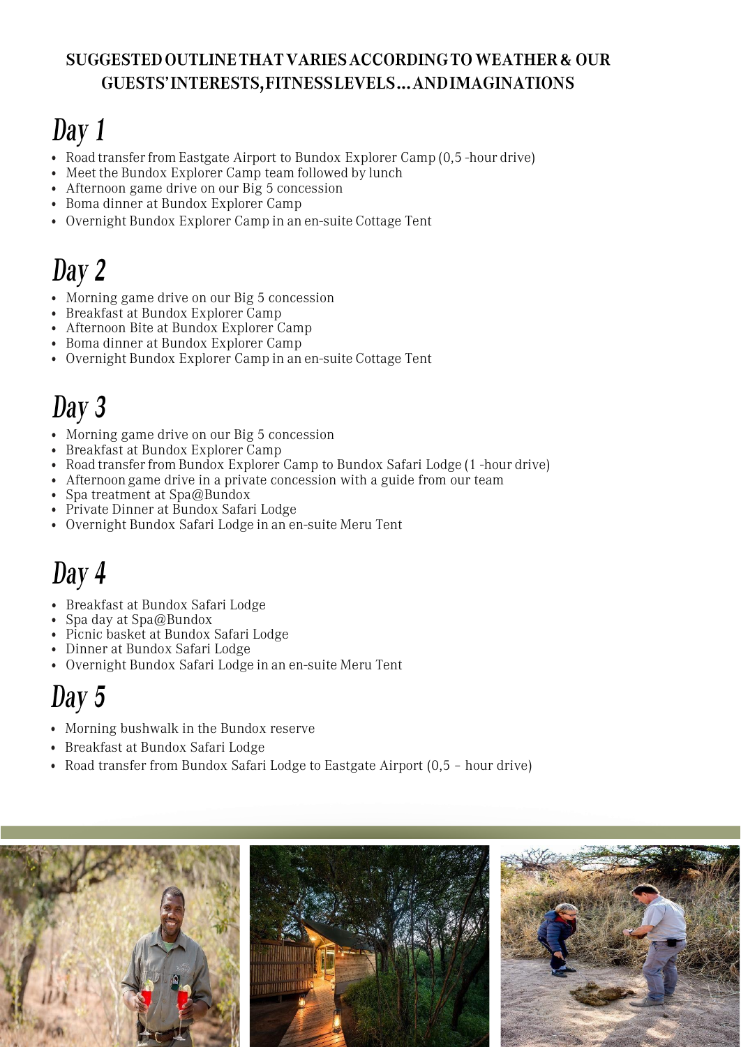**SUGGESTED OUTLINE THAT VARIES ACCORDING TO WEATHER & OUR GUESTS' INTERESTS, FITNESS LEVELS… AND IMAGINATIONS**

# Day 1

- Road transfer from Eastgate Airport to Bundox Explorer Camp (0,5 -hour drive)
- Meet the Bundox Explorer Camp team followed by lunch
- Afternoon game drive on our Big 5 concession
- Boma dinner at Bundox Explorer Camp
- Overnight Bundox Explorer Camp in an en-suite Cottage Tent

# Day 2

- Morning game drive on our Big 5 concession
- Breakfast at Bundox Explorer Camp
- Afternoon Bite at Bundox Explorer Camp
- Boma dinner at Bundox Explorer Camp
- Overnight Bundox Explorer Camp in an en-suite Cottage Tent

# Day 3

- Morning game drive on our Big 5 concession
- Breakfast at Bundox Explorer Camp
- Road transfer from Bundox Explorer Camp to Bundox Safari Lodge (1 -hour drive)
- Afternoon game drive in a private concession with a guide from our team
- Spa treatment at Spa@Bundox
- Private Dinner at Bundox Safari Lodge
- Overnight Bundox Safari Lodge in an en-suite Meru Tent

# Day 4

- Breakfast at Bundox Safari Lodge
- Spa day at Spa@Bundox
- Picnic basket at Bundox Safari Lodge
- Dinner at Bundox Safari Lodge
- Overnight Bundox Safari Lodge in an en-suite Meru Tent

# Day 5

- Morning bushwalk in the Bundox reserve
- Breakfast at Bundox Safari Lodge
- Road transfer from Bundox Safari Lodge to Eastgate Airport (0,5 – hour drive)